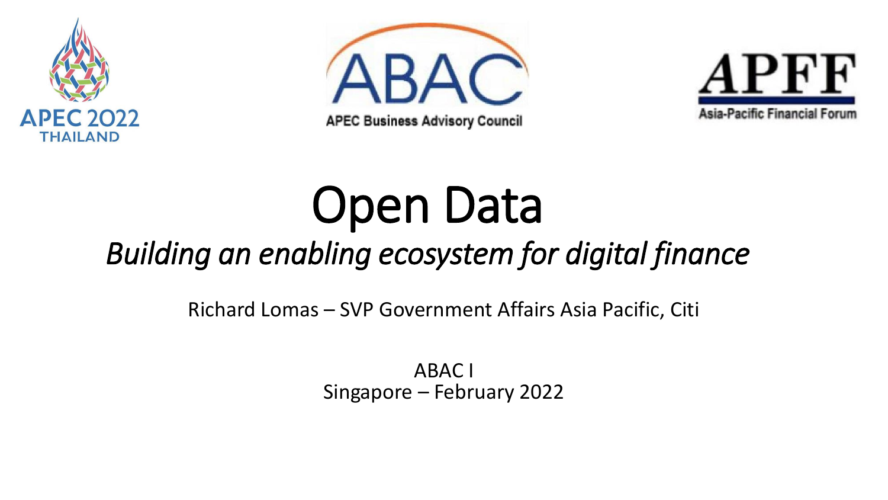# Open Data

*Building an enabling ecosystem for digital finance*

Richard Lomas – SVP Government Affairs Asia Pacific, Citi

ABAC I
Singapore – February 2022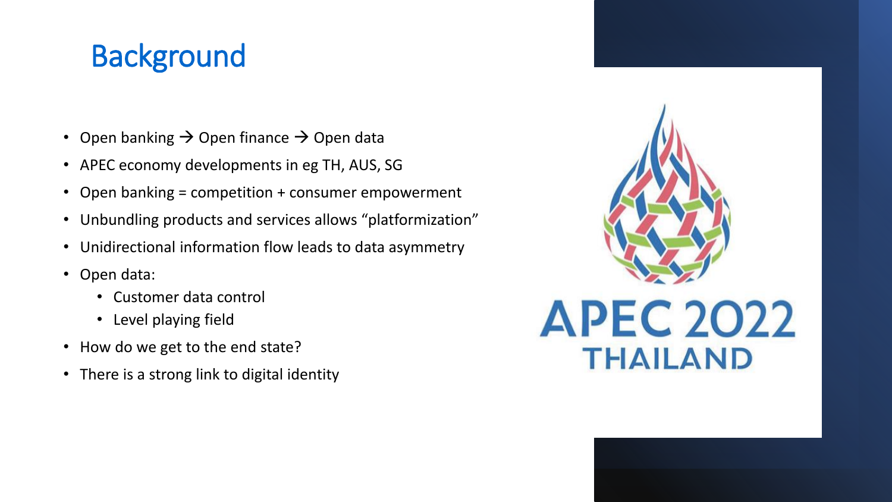# Background

- Open banking → Open finance → Open data
- APEC economy developments in eg TH, AUS, SG
- Open banking = competition + consumer empowerment
- Unbundling products and services allows "platformization"
- Unidirectional information flow leads to data asymmetry
- Open data:
  - Customer data control
  - Level playing field
- How do we get to the end state?
- There is a strong link to digital identity

APEC 2022 THAILAND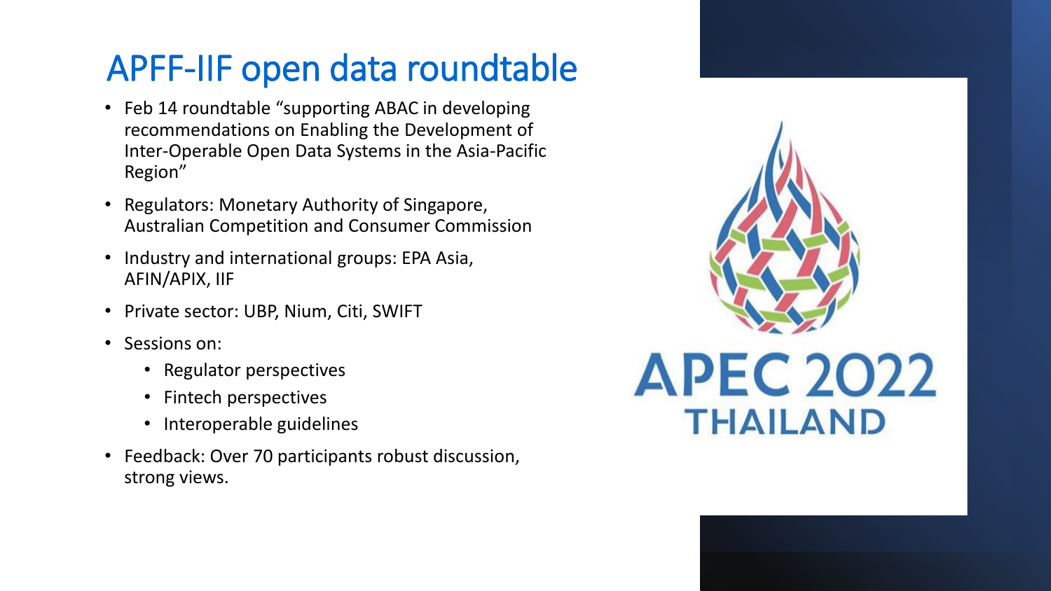# APFF-IIF open data roundtable

- Feb 14 roundtable "supporting ABAC in developing recommendations on Enabling the Development of Inter-Operable Open Data Systems in the Asia-Pacific Region"
- Regulators: Monetary Authority of Singapore, Australian Competition and Consumer Commission
- Industry and international groups: EPA Asia, AFIN/APIX, IIF
- Private sector: UBP, Nium, Citi, SWIFT
- Sessions on:
  - Regulator perspectives
  - Fintech perspectives
  - Interoperable guidelines
- Feedback: Over 70 participants robust discussion, strong views.

APEC 2022
THAILAND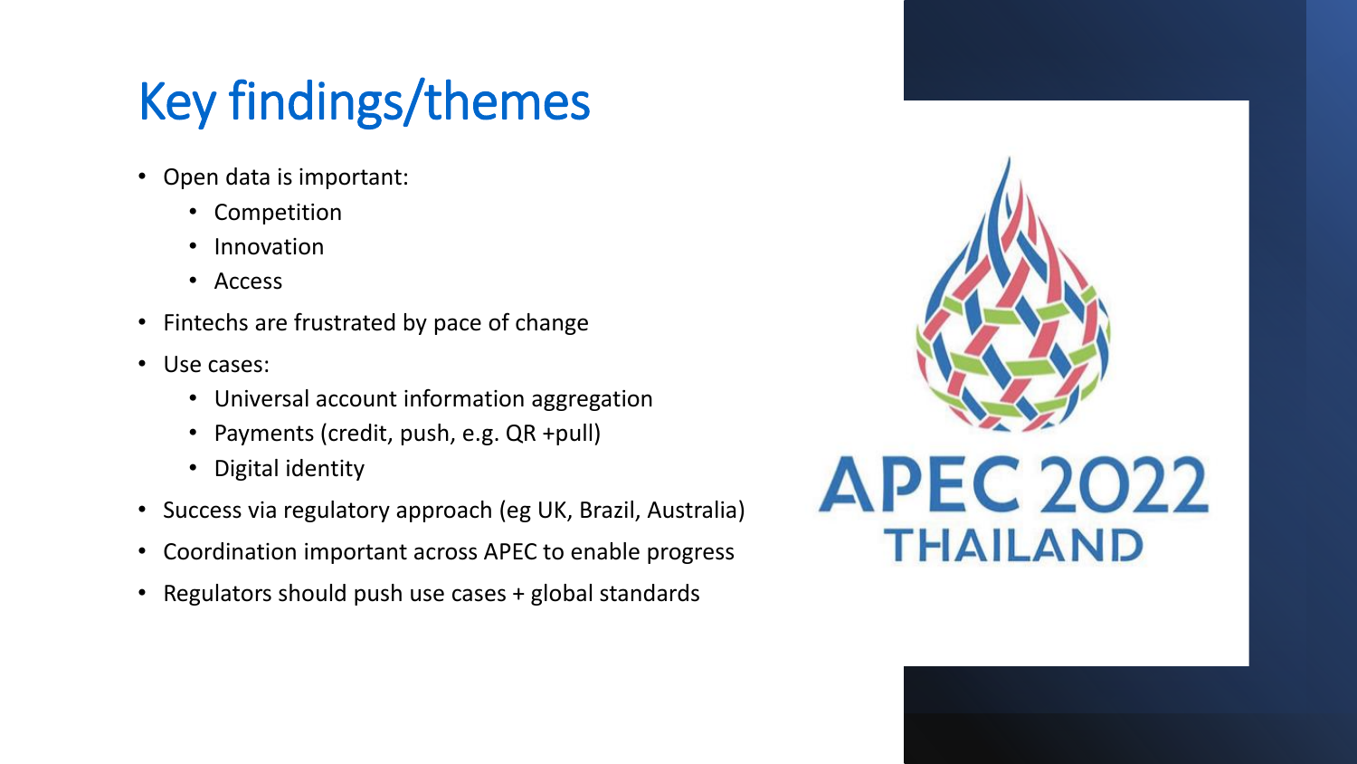# Key findings/themes

- Open data is important:
  - Competition
  - Innovation
  - Access
- Fintechs are frustrated by pace of change
- Use cases:
  - Universal account information aggregation
  - Payments (credit, push, e.g. QR +pull)
  - Digital identity
- Success via regulatory approach (eg UK, Brazil, Australia)
- Coordination important across APEC to enable progress
- Regulators should push use cases + global standards

APEC 2022
THAILAND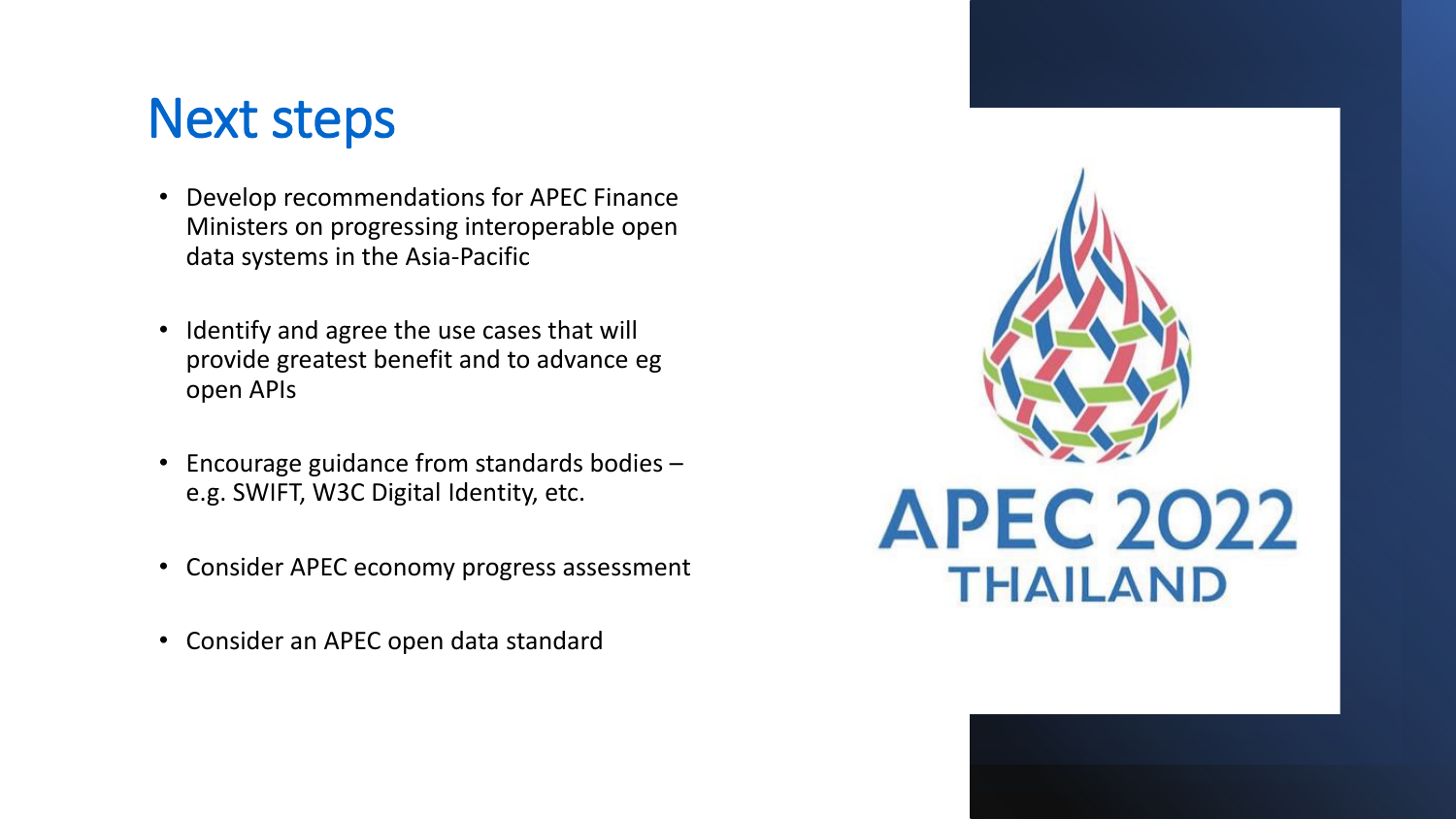# Next steps

- Develop recommendations for APEC Finance Ministers on progressing interoperable open data systems in the Asia-Pacific
- Identify and agree the use cases that will provide greatest benefit and to advance eg open APIs
- Encourage guidance from standards bodies – e.g. SWIFT, W3C Digital Identity, etc.
- Consider APEC economy progress assessment
- Consider an APEC open data standard

APEC 2022
THAILAND